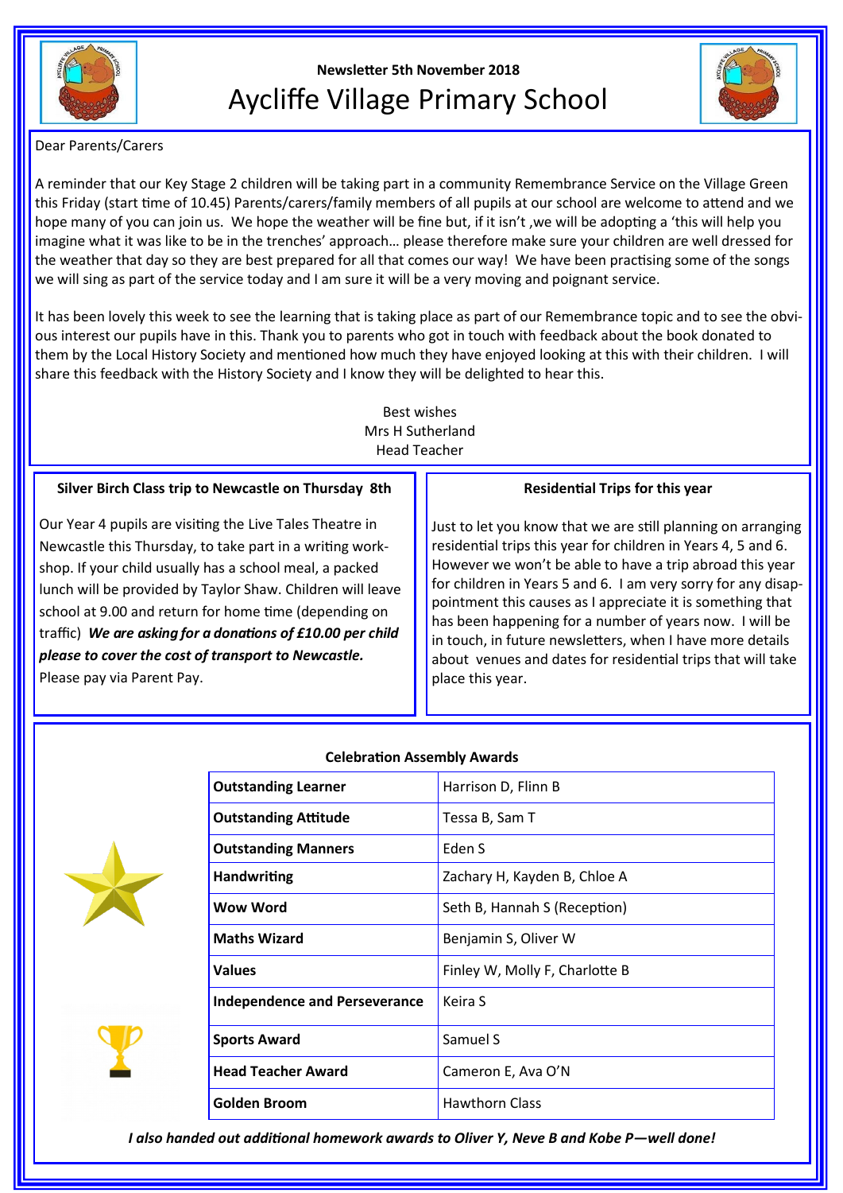Newsletter 5th November 2018

# Aycliffe Village Primary School

Dear Parents/Carers

A reminder that our Key Stage 2 children will be taking part in a community Remembrance Service on the Village Green this Friday (start time of 10.45) Parents/carers/family members of all pupils at our school are welcome to attend and we hope many of you can join us. We hope the weather will be fine but, if it isn't ,we will be adopting a 'this will help you imagine what it was like to be in the trenches' approach… please therefore make sure your children are well dressed for the weather that day so they are best prepared for all that comes our way! We have been practising some of the songs we will sing as part of the service today and I am sure it will be a very moving and poignant service.

It has been lovely this week to see the learning that is taking place as part of our Remembrance topic and to see the obvious interest our pupils have in this. Thank you to parents who got in touch with feedback about the book donated to them by the Local History Society and mentioned how much they have enjoyed looking at this with their children. I will share this feedback with the History Society and I know they will be delighted to hear this.

Best wishes
Mrs H Sutherland
Head Teacher

## Silver Birch Class trip to Newcastle on Thursday 8th

Our Year 4 pupils are visiting the Live Tales Theatre in Newcastle this Thursday, to take part in a writing workshop. If your child usually has a school meal, a packed lunch will be provided by Taylor Shaw. Children will leave school at 9.00 and return for home time (depending on traffic) ***We are asking for a donations of £10.00 per child please to cover the cost of transport to Newcastle.*** Please pay via Parent Pay.

## Residential Trips for this year

Just to let you know that we are still planning on arranging residential trips this year for children in Years 4, 5 and 6. However we won't be able to have a trip abroad this year for children in Years 5 and 6. I am very sorry for any disappointment this causes as I appreciate it is something that has been happening for a number of years now. I will be in touch, in future newsletters, when I have more details about venues and dates for residential trips that will take place this year.

## Celebration Assembly Awards

| Award | Recipients |
|---|---|
| **Outstanding Learner** | Harrison D, Flinn B |
| **Outstanding Attitude** | Tessa B, Sam T |
| **Outstanding Manners** | Eden S |
| **Handwriting** | Zachary H, Kayden B, Chloe A |
| **Wow Word** | Seth B, Hannah S (Reception) |
| **Maths Wizard** | Benjamin S, Oliver W |
| **Values** | Finley W, Molly F, Charlotte B |
| **Independence and Perseverance** | Keira S |
| **Sports Award** | Samuel S |
| **Head Teacher Award** | Cameron E, Ava O'N |
| **Golden Broom** | Hawthorn Class |

***I also handed out additional homework awards to Oliver Y, Neve B and Kobe P—well done!***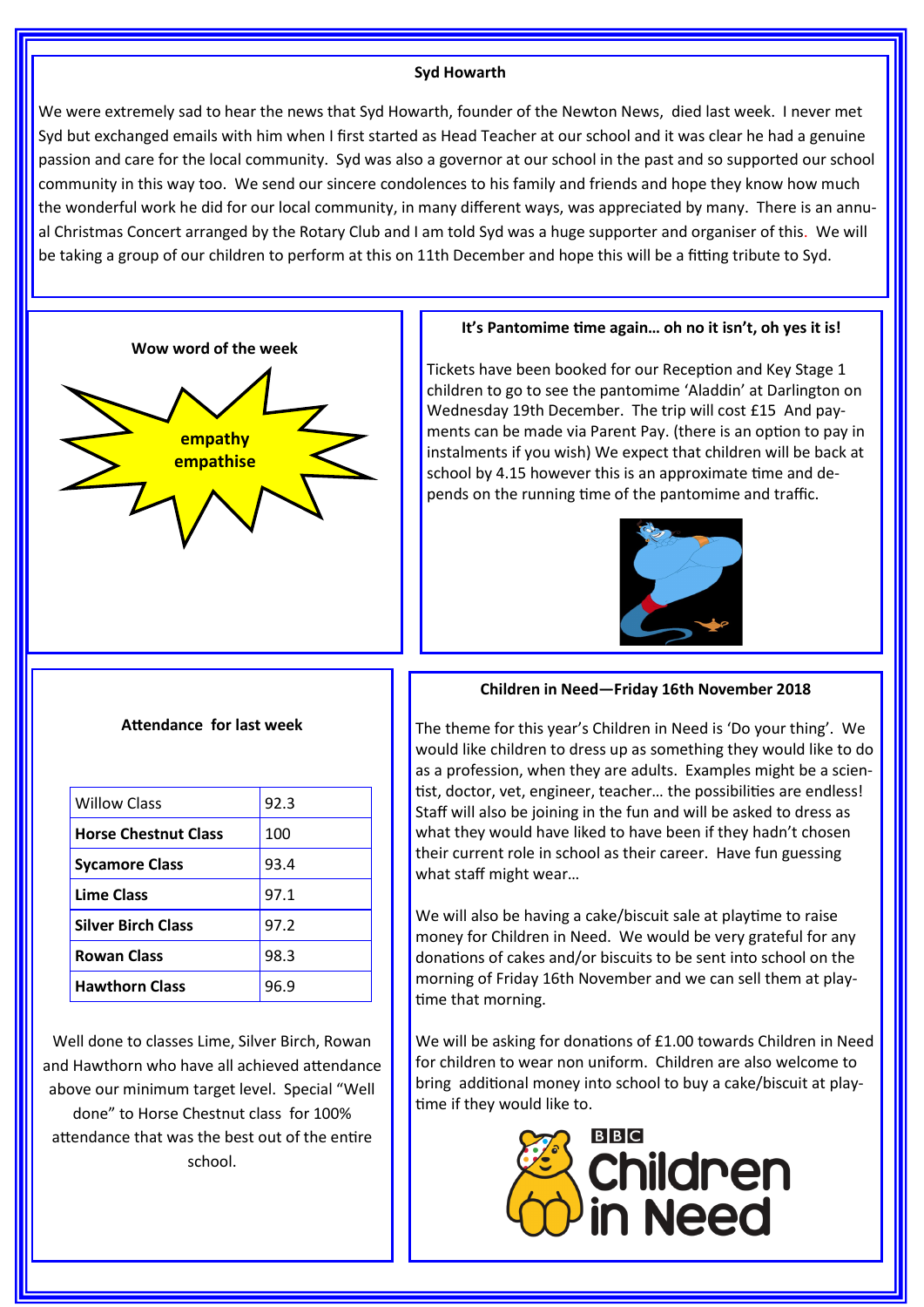## Syd Howarth

We were extremely sad to hear the news that Syd Howarth, founder of the Newton News, died last week. I never met Syd but exchanged emails with him when I first started as Head Teacher at our school and it was clear he had a genuine passion and care for the local community. Syd was also a governor at our school in the past and so supported our school community in this way too. We send our sincere condolences to his family and friends and hope they know how much the wonderful work he did for our local community, in many different ways, was appreciated by many. There is an annual Christmas Concert arranged by the Rotary Club and I am told Syd was a huge supporter and organiser of this. We will be taking a group of our children to perform at this on 11th December and hope this will be a fitting tribute to Syd.

## Wow word of the week

**empathy**
**empathise**

## It's Pantomime time again… oh no it isn't, oh yes it is!

Tickets have been booked for our Reception and Key Stage 1 children to go to see the pantomime 'Aladdin' at Darlington on Wednesday 19th December. The trip will cost £15 And payments can be made via Parent Pay. (there is an option to pay in instalments if you wish) We expect that children will be back at school by 4.15 however this is an approximate time and depends on the running time of the pantomime and traffic.

## Attendance for last week

| | |
|---|---|
| Willow Class | 92.3 |
| **Horse Chestnut Class** | 100 |
| **Sycamore Class** | 93.4 |
| **Lime Class** | 97.1 |
| **Silver Birch Class** | 97.2 |
| **Rowan Class** | 98.3 |
| **Hawthorn Class** | 96.9 |

Well done to classes Lime, Silver Birch, Rowan and Hawthorn who have all achieved attendance above our minimum target level. Special "Well done" to Horse Chestnut class for 100% attendance that was the best out of the entire school.

## Children in Need—Friday 16th November 2018

The theme for this year's Children in Need is 'Do your thing'. We would like children to dress up as something they would like to do as a profession, when they are adults. Examples might be a scientist, doctor, vet, engineer, teacher… the possibilities are endless! Staff will also be joining in the fun and will be asked to dress as what they would have liked to have been if they hadn't chosen their current role in school as their career. Have fun guessing what staff might wear…

We will also be having a cake/biscuit sale at playtime to raise money for Children in Need. We would be very grateful for any donations of cakes and/or biscuits to be sent into school on the morning of Friday 16th November and we can sell them at playtime that morning.

We will be asking for donations of £1.00 towards Children in Need for children to wear non uniform. Children are also welcome to bring additional money into school to buy a cake/biscuit at playtime if they would like to.

BBC Children in Need